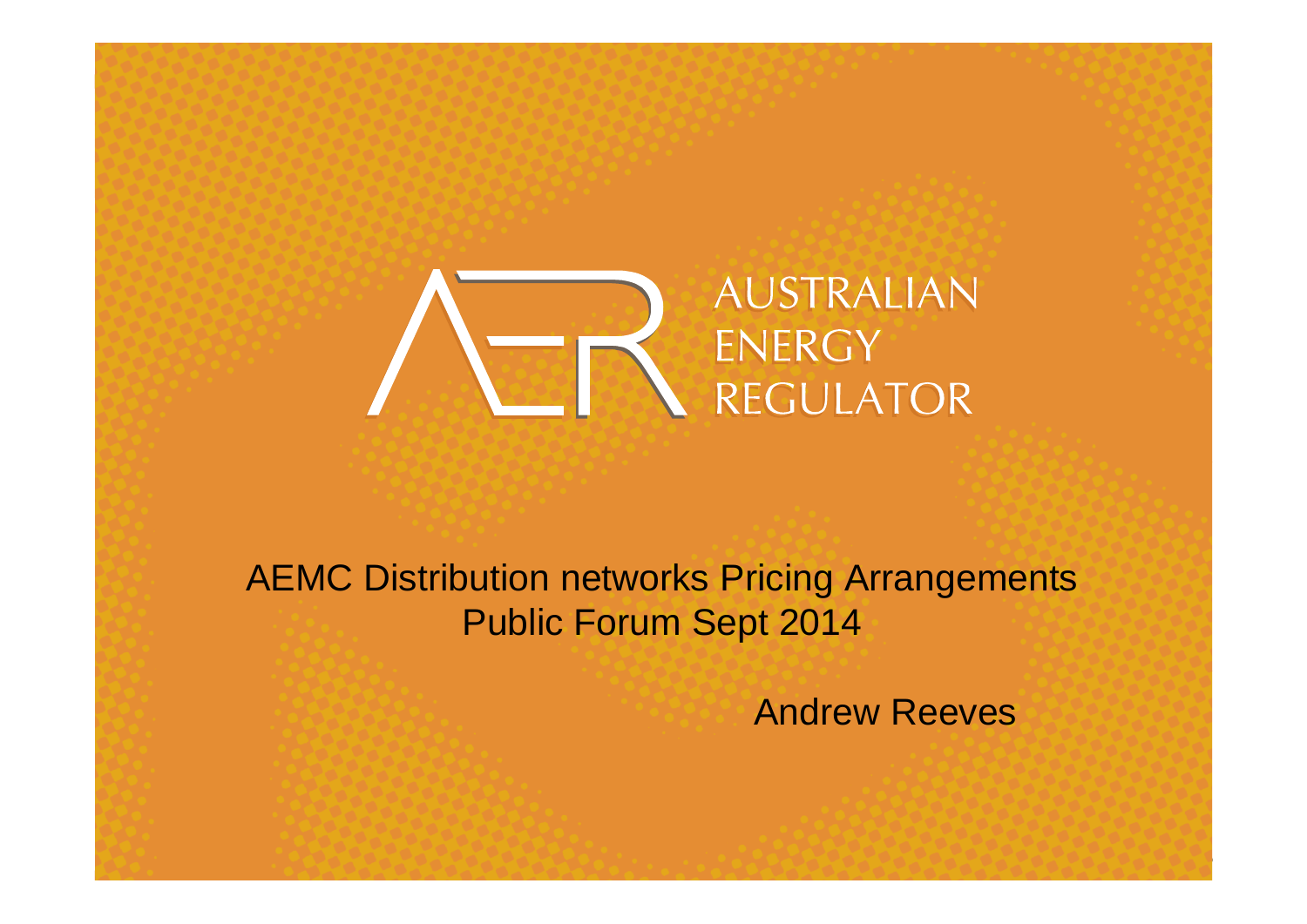AUSTRALIAN ENERGY REGULATOR

# AEMC Distribution networks Pricing Arrangements Public Forum Sept 2014

Andrew Reeves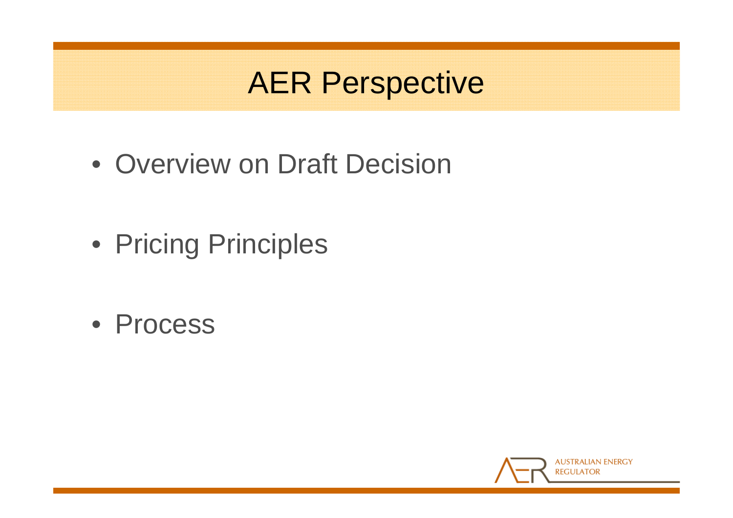# AER Perspective

- Overview on Draft Decision
- Pricing Principles
- Process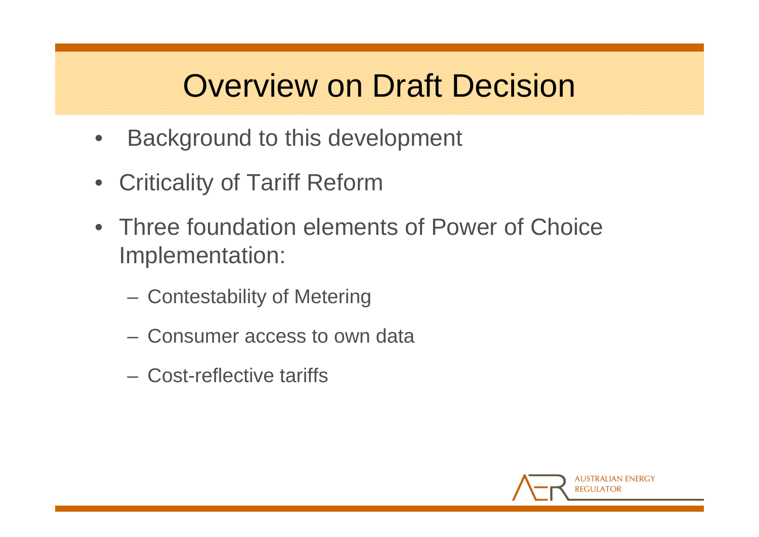# Overview on Draft Decision

- Background to this development
- Criticality of Tariff Reform
- Three foundation elements of Power of Choice Implementation:
  - Contestability of Metering
  - Consumer access to own data
  - Cost-reflective tariffs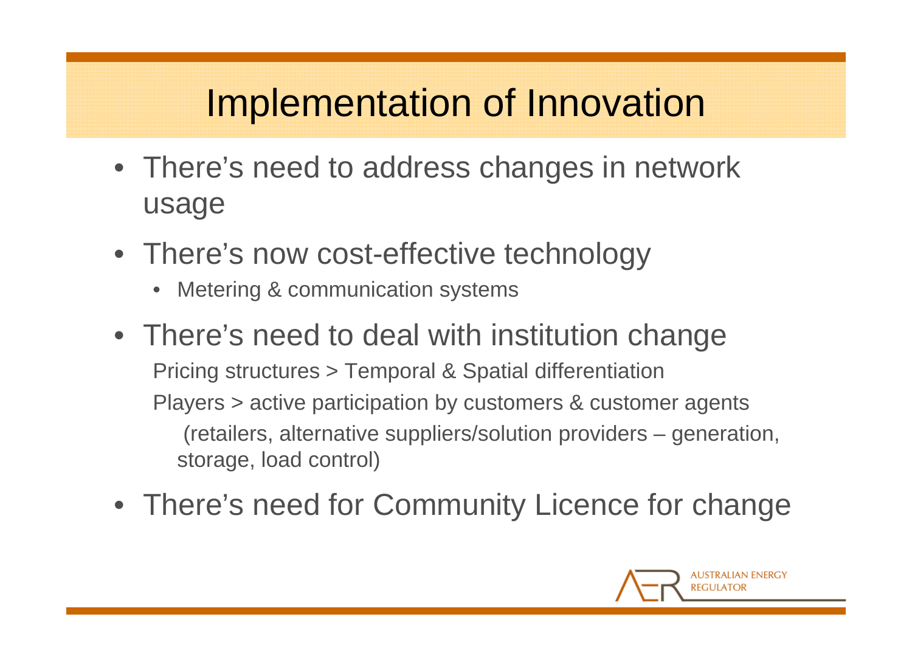# Implementation of Innovation

- There's need to address changes in network usage
- There's now cost-effective technology
  - Metering & communication systems
- There's need to deal with institution change

  Pricing structures > Temporal & Spatial differentiation

  Players > active participation by customers & customer agents (retailers, alternative suppliers/solution providers – generation, storage, load control)
- There's need for Community Licence for change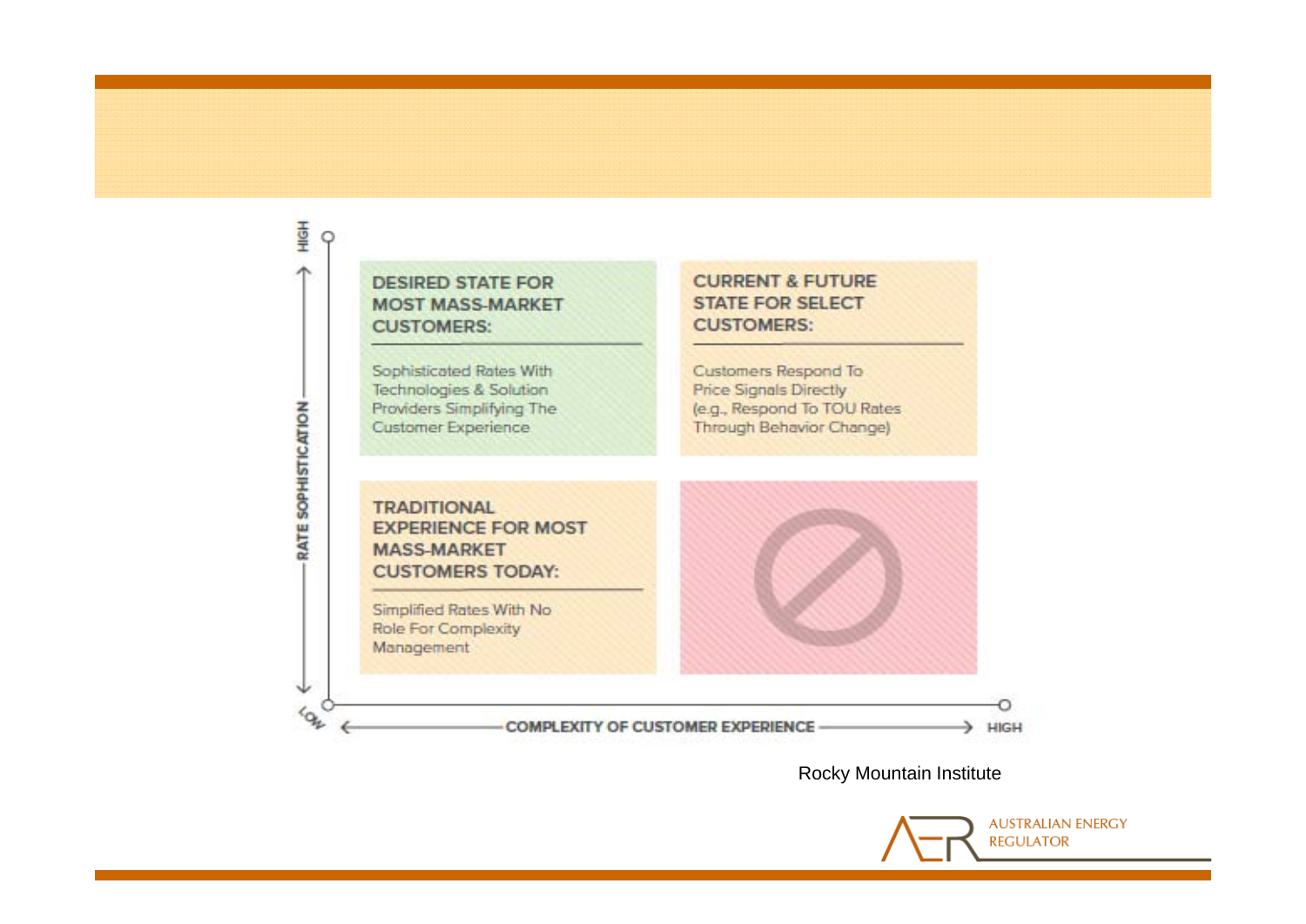| | |
|---|---|
| **DESIRED STATE FOR MOST MASS-MARKET CUSTOMERS:** Sophisticated Rates With Technologies & Solution Providers Simplifying The Customer Experience | **CURRENT & FUTURE STATE FOR SELECT CUSTOMERS:** Customers Respond To Price Signals Directly (e.g., Respond To TOU Rates Through Behavior Change) |
| **TRADITIONAL EXPERIENCE FOR MOST MASS-MARKET CUSTOMERS TODAY:** Simplified Rates With No Role For Complexity Management | ⊘ |

Vertical axis: RATE SOPHISTICATION (LOW → HIGH)

Horizontal axis: COMPLEXITY OF CUSTOMER EXPERIENCE (LOW → HIGH)

Rocky Mountain Institute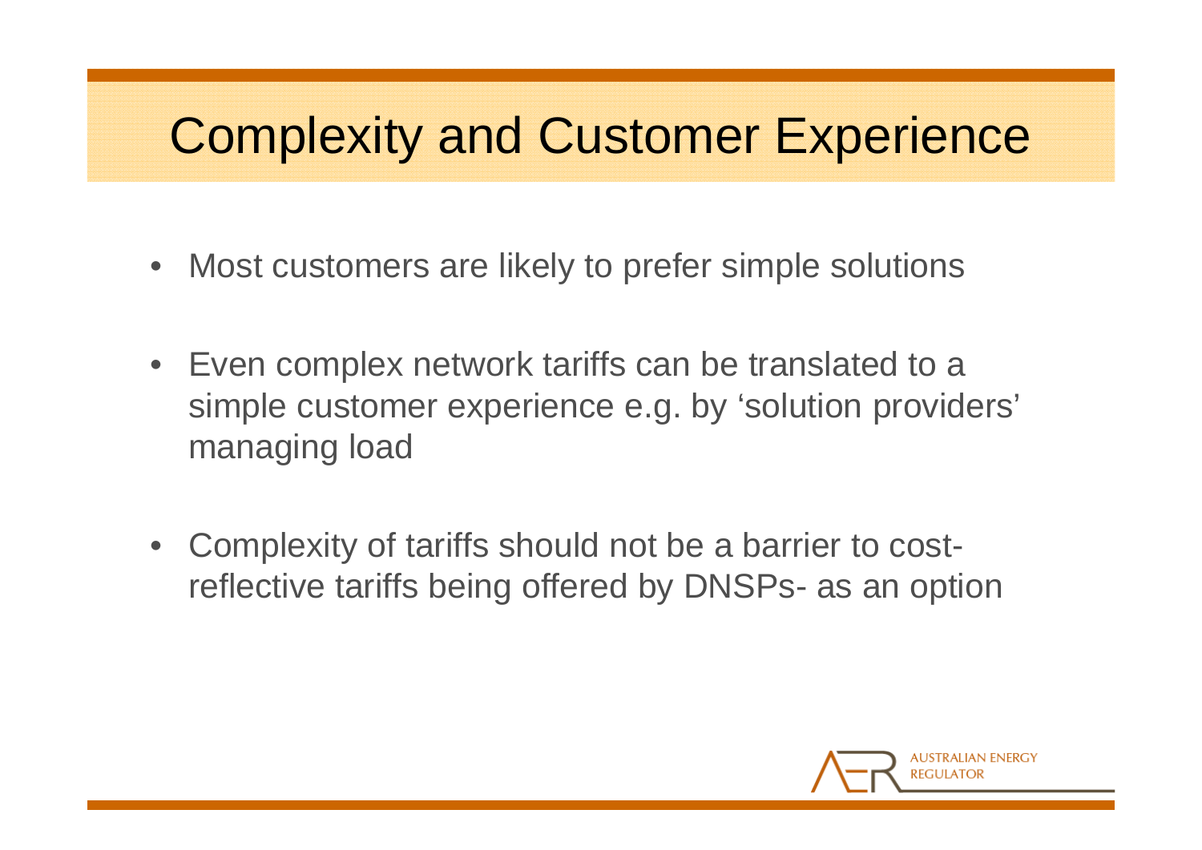# Complexity and Customer Experience

- Most customers are likely to prefer simple solutions
- Even complex network tariffs can be translated to a simple customer experience e.g. by 'solution providers' managing load
- Complexity of tariffs should not be a barrier to cost-reflective tariffs being offered by DNSPs- as an option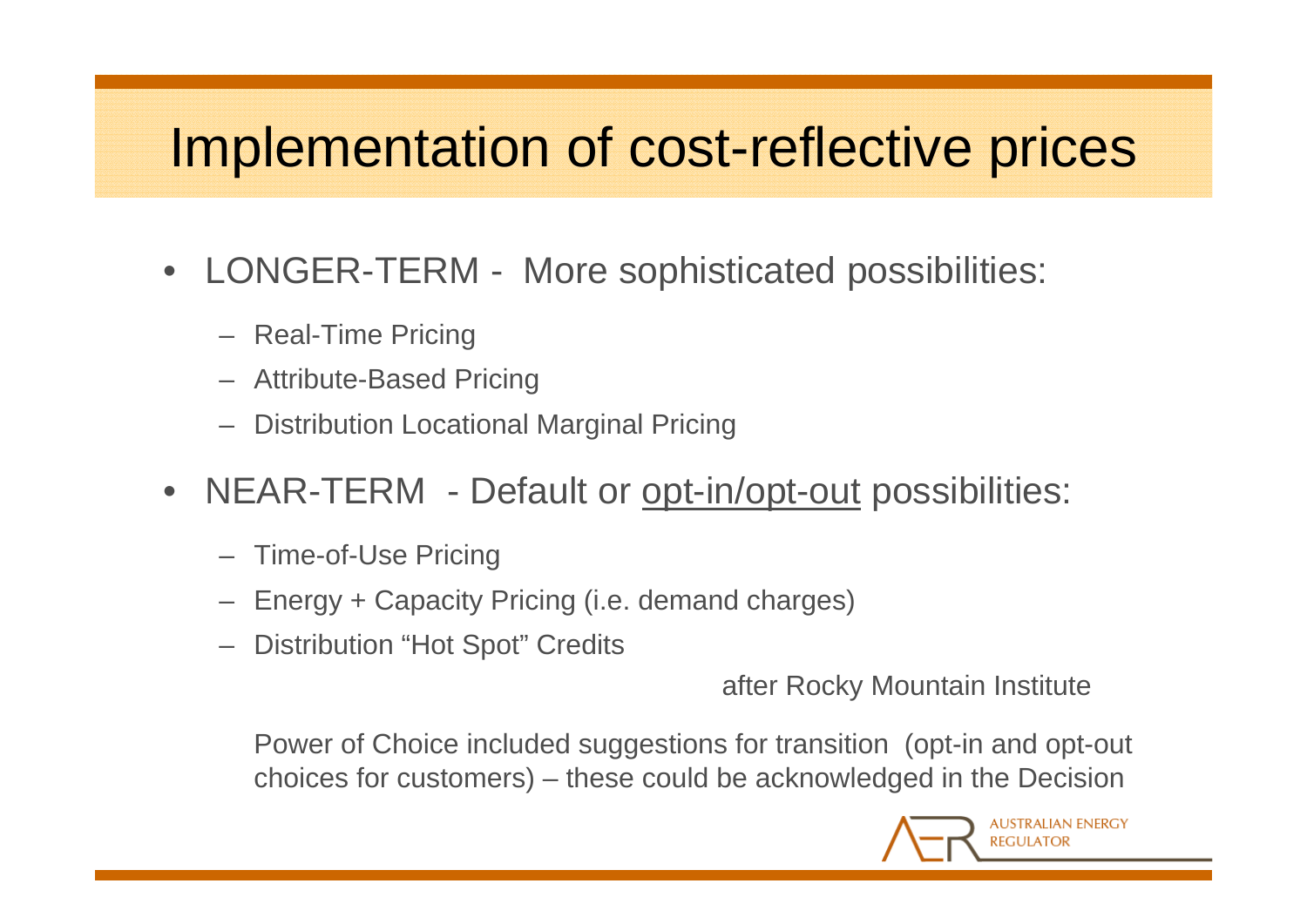# Implementation of cost-reflective prices

- LONGER-TERM - More sophisticated possibilities:
  - Real-Time Pricing
  - Attribute-Based Pricing
  - Distribution Locational Marginal Pricing
- NEAR-TERM - Default or <u>opt-in/opt-out</u> possibilities:
  - Time-of-Use Pricing
  - Energy + Capacity Pricing (i.e. demand charges)
  - Distribution "Hot Spot" Credits

after Rocky Mountain Institute

Power of Choice included suggestions for transition (opt-in and opt-out choices for customers) – these could be acknowledged in the Decision

AUSTRALIAN ENERGY REGULATOR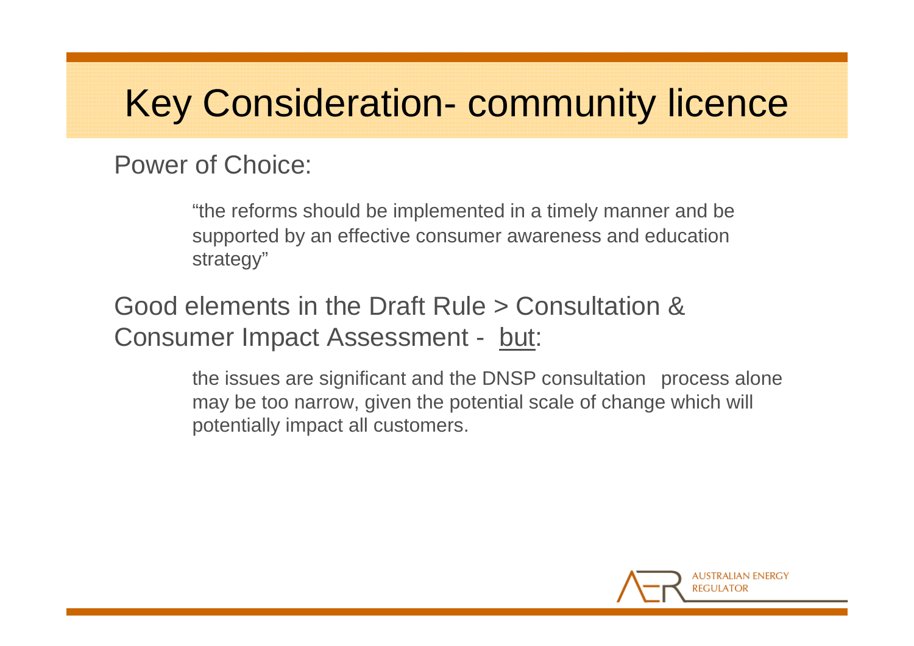# Key Consideration- community licence

Power of Choice:

> "the reforms should be implemented in a timely manner and be supported by an effective consumer awareness and education strategy"

Good elements in the Draft Rule > Consultation & Consumer Impact Assessment - <u>but</u>:

> the issues are significant and the DNSP consultation process alone may be too narrow, given the potential scale of change which will potentially impact all customers.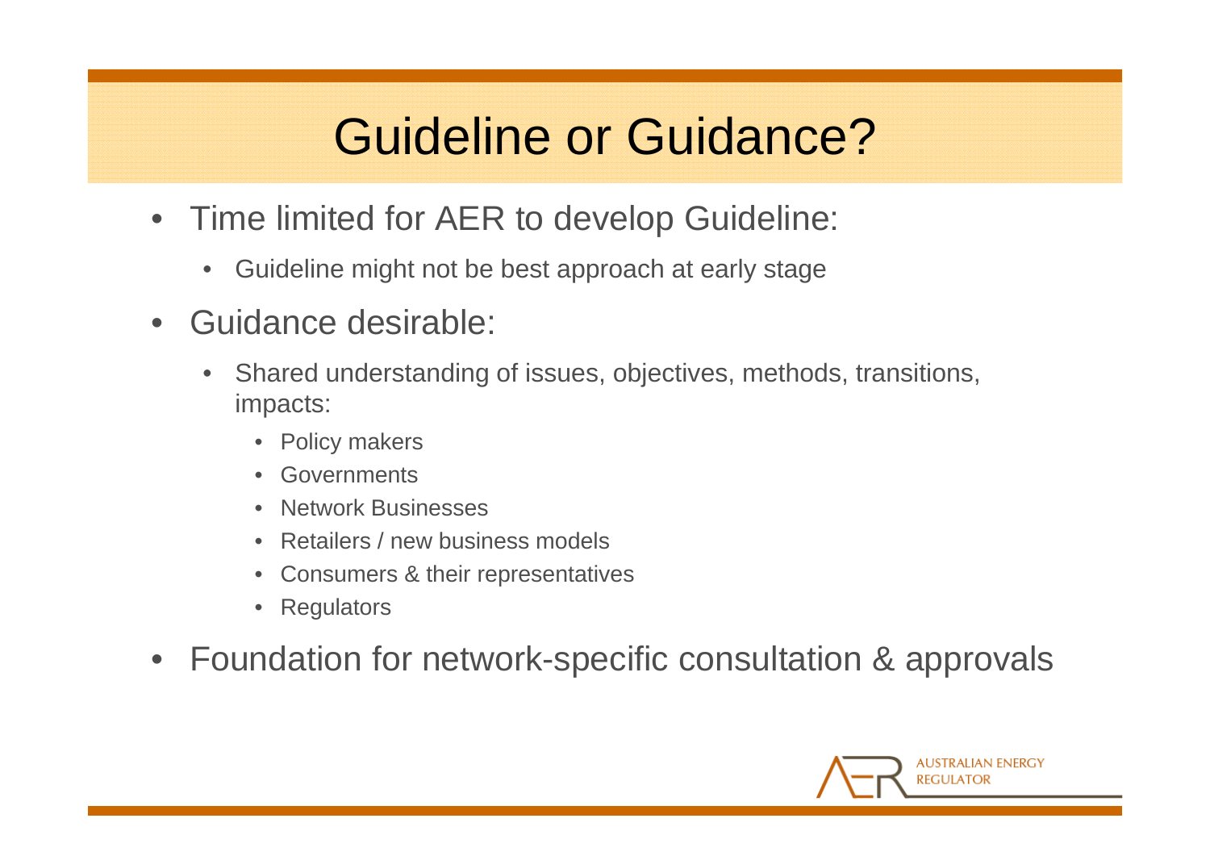# Guideline or Guidance?

- Time limited for AER to develop Guideline:
  - Guideline might not be best approach at early stage
- Guidance desirable:
  - Shared understanding of issues, objectives, methods, transitions, impacts:
    - Policy makers
    - Governments
    - Network Businesses
    - Retailers / new business models
    - Consumers & their representatives
    - Regulators
- Foundation for network-specific consultation & approvals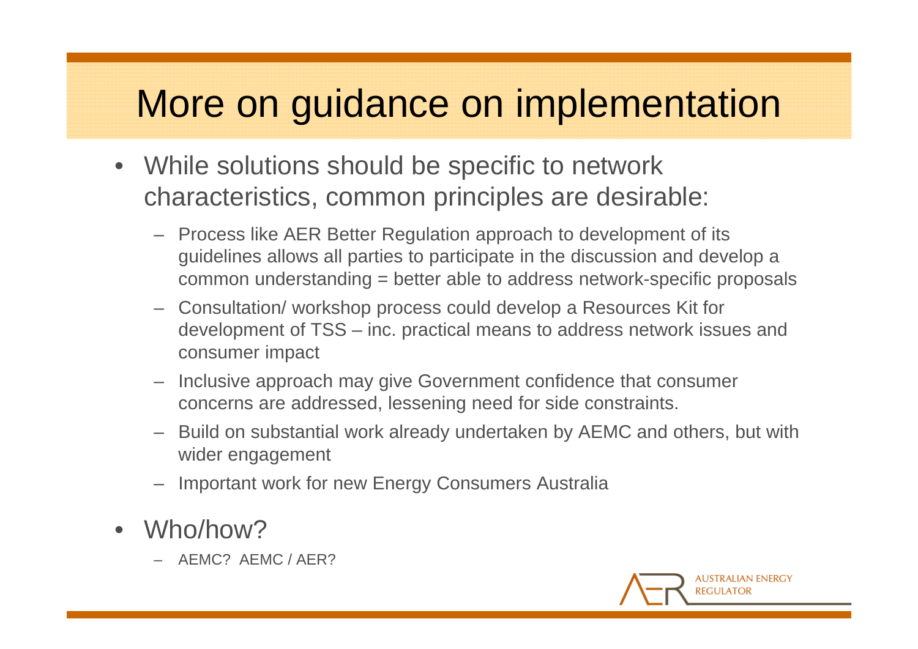# More on guidance on implementation

- While solutions should be specific to network characteristics, common principles are desirable:
  - Process like AER Better Regulation approach to development of its guidelines allows all parties to participate in the discussion and develop a common understanding = better able to address network-specific proposals
  - Consultation/ workshop process could develop a Resources Kit for development of TSS – inc. practical means to address network issues and consumer impact
  - Inclusive approach may give Government confidence that consumer concerns are addressed, lessening need for side constraints.
  - Build on substantial work already undertaken by AEMC and others, but with wider engagement
  - Important work for new Energy Consumers Australia
- Who/how?
  - AEMC? AEMC / AER?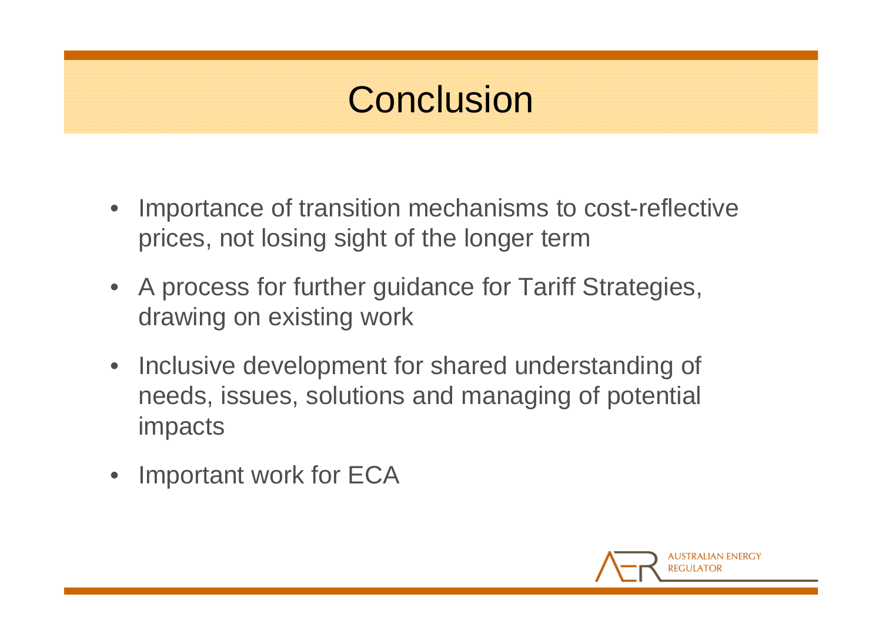# Conclusion

- Importance of transition mechanisms to cost-reflective prices, not losing sight of the longer term
- A process for further guidance for Tariff Strategies, drawing on existing work
- Inclusive development for shared understanding of needs, issues, solutions and managing of potential impacts
- Important work for ECA